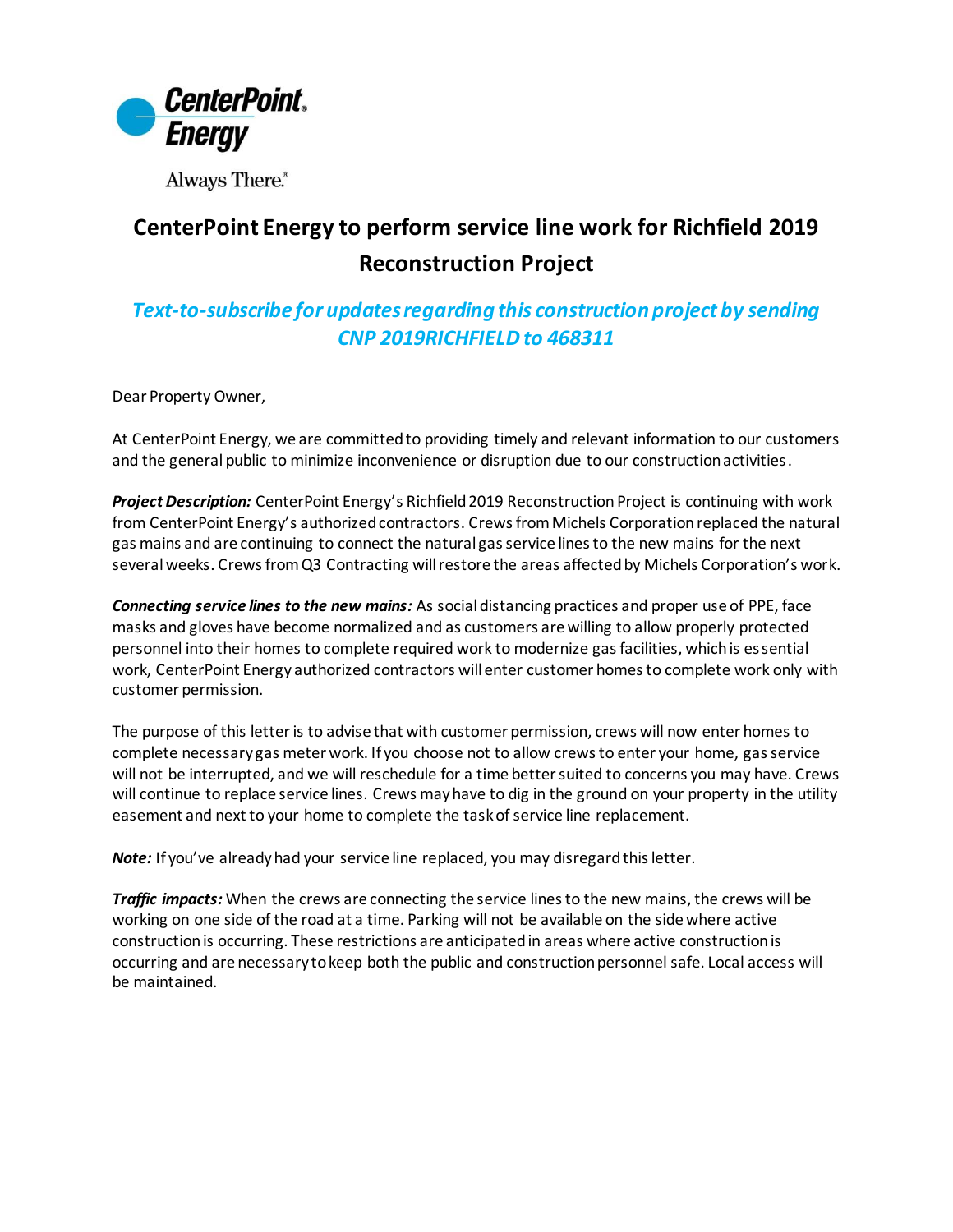CenterPoint Energy

Always There.®

# CenterPoint Energy to perform service line work for Richfield 2019 Reconstruction Project

## *Text-to-subscribe for updates regarding this construction project by sending CNP 2019RICHFIELD to 468311*

Dear Property Owner,

At CenterPoint Energy, we are committed to providing timely and relevant information to our customers and the general public to minimize inconvenience or disruption due to our construction activities.

***Project Description:*** CenterPoint Energy's Richfield 2019 Reconstruction Project is continuing with work from CenterPoint Energy's authorized contractors. Crews from Michels Corporation replaced the natural gas mains and are continuing to connect the natural gas service lines to the new mains for the next several weeks. Crews from Q3 Contracting will restore the areas affected by Michels Corporation's work.

***Connecting service lines to the new mains:*** As social distancing practices and proper use of PPE, face masks and gloves have become normalized and as customers are willing to allow properly protected personnel into their homes to complete required work to modernize gas facilities, which is essential work, CenterPoint Energy authorized contractors will enter customer homes to complete work only with customer permission.

The purpose of this letter is to advise that with customer permission, crews will now enter homes to complete necessary gas meter work. If you choose not to allow crews to enter your home, gas service will not be interrupted, and we will reschedule for a time better suited to concerns you may have. Crews will continue to replace service lines. Crews may have to dig in the ground on your property in the utility easement and next to your home to complete the task of service line replacement.

***Note:*** If you've already had your service line replaced, you may disregard this letter.

***Traffic impacts:*** When the crews are connecting the service lines to the new mains, the crews will be working on one side of the road at a time. Parking will not be available on the side where active construction is occurring. These restrictions are anticipated in areas where active construction is occurring and are necessary to keep both the public and construction personnel safe. Local access will be maintained.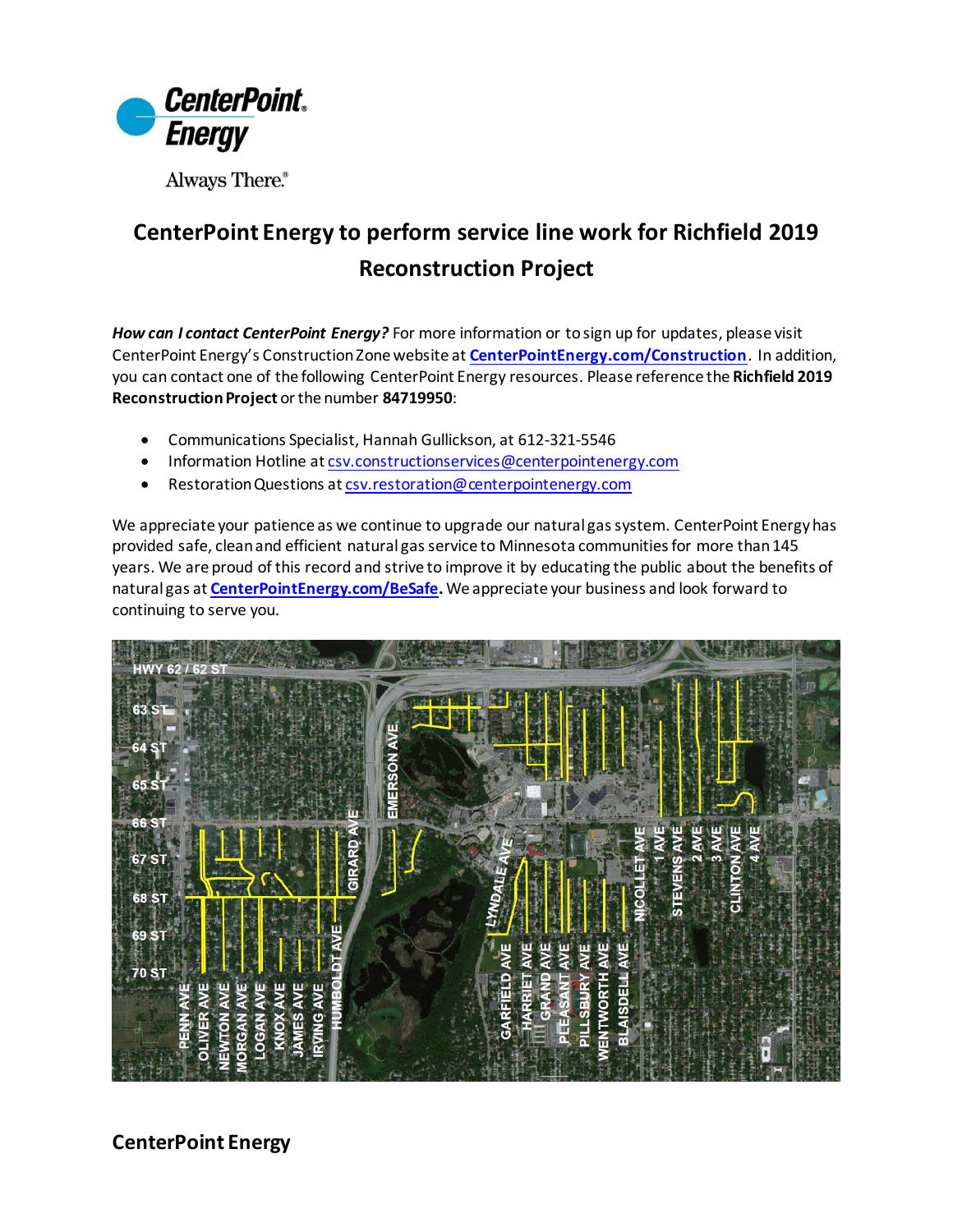**CenterPoint Energy**

Always There.®

# CenterPoint Energy to perform service line work for Richfield 2019 Reconstruction Project

***How can I contact CenterPoint Energy?*** For more information or to sign up for updates, please visit CenterPoint Energy's Construction Zone website at **CenterPointEnergy.com/Construction**. In addition, you can contact one of the following CenterPoint Energy resources. Please reference the **Richfield 2019 Reconstruction Project** or the number **84719950**:

- Communications Specialist, Hannah Gullickson, at 612-321-5546
- Information Hotline at csv.constructionservices@centerpointenergy.com
- Restoration Questions at csv.restoration@centerpointenergy.com

We appreciate your patience as we continue to upgrade our natural gas system. CenterPoint Energy has provided safe, clean and efficient natural gas service to Minnesota communities for more than 145 years. We are proud of this record and strive to improve it by educating the public about the benefits of natural gas at **CenterPointEnergy.com/BeSafe**. We appreciate your business and look forward to continuing to serve you.

HWY 62 / 62 ST
63 ST
64 ST
65 ST
66 ST
67 ST
68 ST
69 ST
70 ST
EMERSON AVE
GIRARD AVE
HUMBOLDT AVE
LYNDALE AVE
NICOLLET AVE
1 AVE
STEVENS AVE
2 AVE
3 AVE
CLINTON AVE
4 AVE
PENN AVE
OLIVER AVE
NEWTON AVE
MORGAN AVE
LOGAN AVE
KNOX AVE
JAMES AVE
IRVING AVE
GARFIELD AVE
HARRIET AVE
GRAND AVE
PLEASANT AVE
PILLSBURY AVE
WENTWORTH AVE
BLAISDELL AVE

## CenterPoint Energy